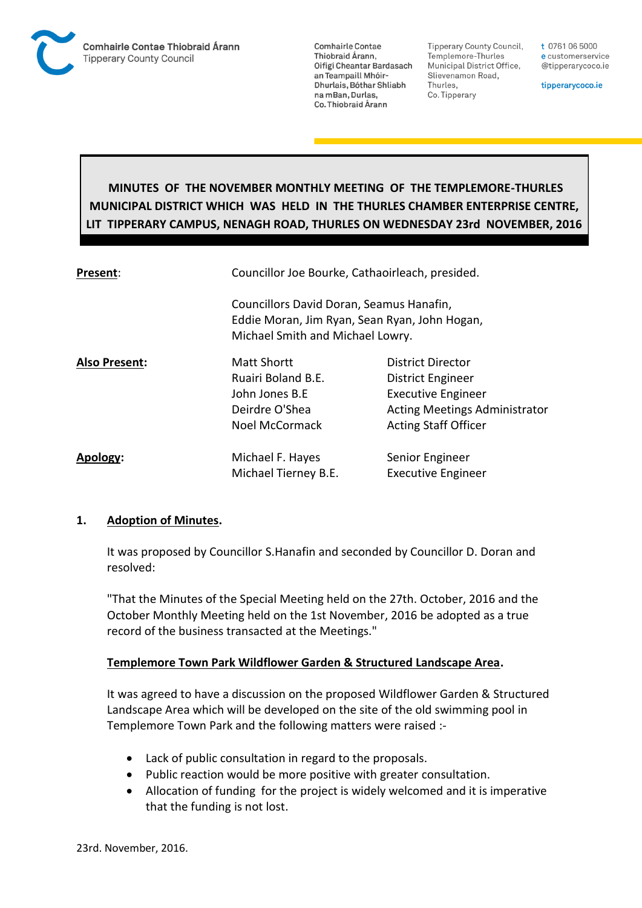Comhairle Contae Thiobraid Árann
Tipperary County Council

Comhairle Contae Thiobraid Árann, Oifigí Cheantar Bardasach an Teampaill Mhóir-Dhurlais, Bóthar Shliabh na mBan, Durlas, Co. Thiobraid Árann

Tipperary County Council, Templemore-Thurles Municipal District Office, Slievenamon Road, Thurles, Co. Tipperary

t 0761 06 5000
e customerservice
@tipperarycoco.ie

tipperarycoco.ie

# MINUTES OF THE NOVEMBER MONTHLY MEETING OF THE TEMPLEMORE-THURLES MUNICIPAL DISTRICT WHICH WAS HELD IN THE THURLES CHAMBER ENTERPRISE CENTRE, LIT TIPPERARY CAMPUS, NENAGH ROAD, THURLES ON WEDNESDAY 23rd NOVEMBER, 2016

| | | |
|---|---|---|
| **Present**: | Councillor Joe Bourke, Cathaoirleach, presided. | |
| | Councillors David Doran, Seamus Hanafin, Eddie Moran, Jim Ryan, Sean Ryan, John Hogan, Michael Smith and Michael Lowry. | |
| **Also Present:** | Matt Shortt | District Director |
| | Ruairi Boland B.E. | District Engineer |
| | John Jones B.E | Executive Engineer |
| | Deirdre O'Shea | Acting Meetings Administrator |
| | Noel McCormack | Acting Staff Officer |
| **Apology**: | Michael F. Hayes | Senior Engineer |
| | Michael Tierney B.E. | Executive Engineer |

## 1. Adoption of Minutes.

It was proposed by Councillor S.Hanafin and seconded by Councillor D. Doran and resolved:

"That the Minutes of the Special Meeting held on the 27th. October, 2016 and the October Monthly Meeting held on the 1st November, 2016 be adopted as a true record of the business transacted at the Meetings."

### Templemore Town Park Wildflower Garden & Structured Landscape Area.

It was agreed to have a discussion on the proposed Wildflower Garden & Structured Landscape Area which will be developed on the site of the old swimming pool in Templemore Town Park and the following matters were raised :-

- Lack of public consultation in regard to the proposals.
- Public reaction would be more positive with greater consultation.
- Allocation of funding for the project is widely welcomed and it is imperative that the funding is not lost.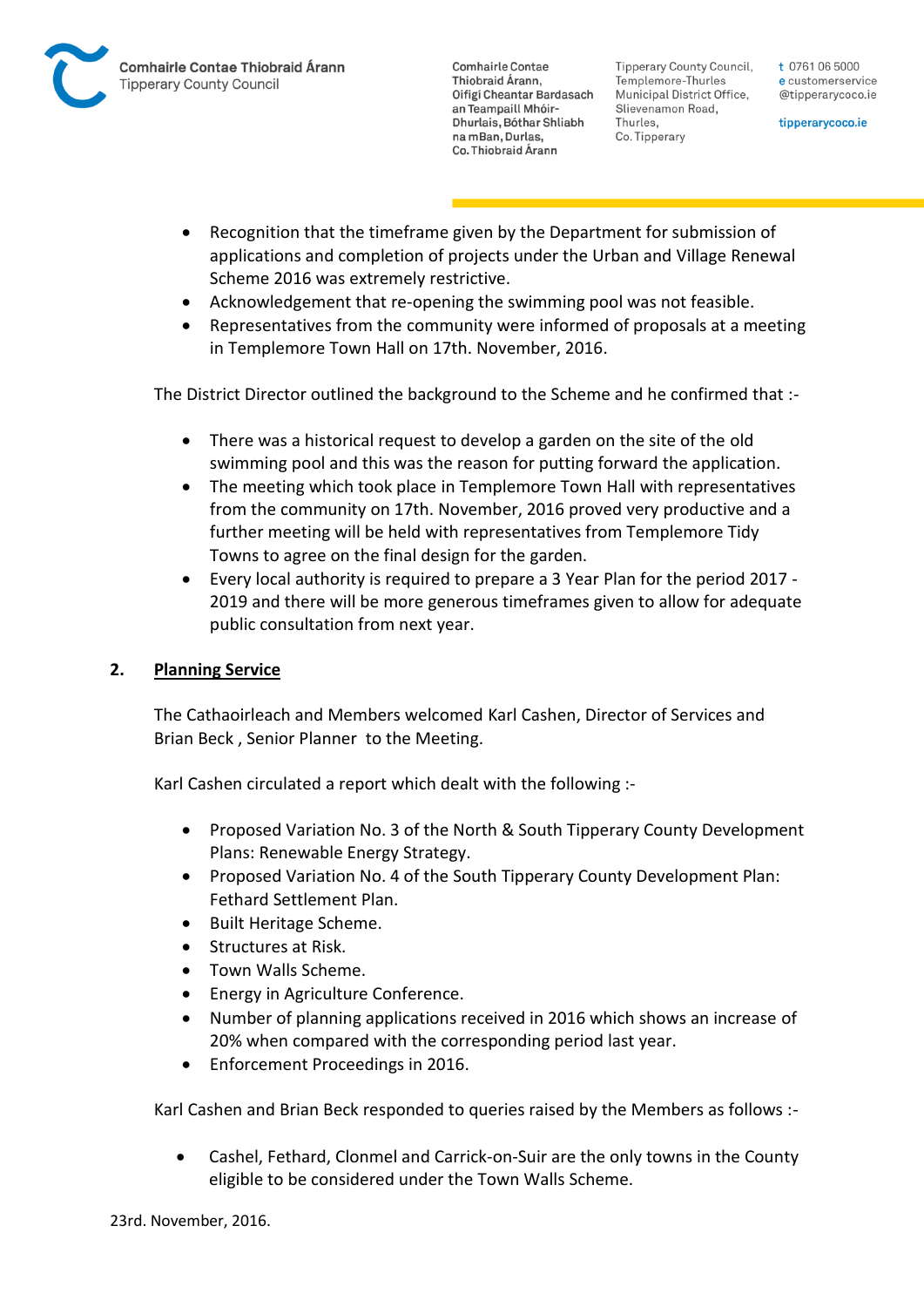- Recognition that the timeframe given by the Department for submission of applications and completion of projects under the Urban and Village Renewal Scheme 2016 was extremely restrictive.
- Acknowledgement that re-opening the swimming pool was not feasible.
- Representatives from the community were informed of proposals at a meeting in Templemore Town Hall on 17th. November, 2016.

The District Director outlined the background to the Scheme and he confirmed that :-

- There was a historical request to develop a garden on the site of the old swimming pool and this was the reason for putting forward the application.
- The meeting which took place in Templemore Town Hall with representatives from the community on 17th. November, 2016 proved very productive and a further meeting will be held with representatives from Templemore Tidy Towns to agree on the final design for the garden.
- Every local authority is required to prepare a 3 Year Plan for the period 2017 - 2019 and there will be more generous timeframes given to allow for adequate public consultation from next year.

## 2. Planning Service

The Cathaoirleach and Members welcomed Karl Cashen, Director of Services and Brian Beck , Senior Planner to the Meeting.

Karl Cashen circulated a report which dealt with the following :-

- Proposed Variation No. 3 of the North & South Tipperary County Development Plans: Renewable Energy Strategy.
- Proposed Variation No. 4 of the South Tipperary County Development Plan: Fethard Settlement Plan.
- Built Heritage Scheme.
- Structures at Risk.
- Town Walls Scheme.
- Energy in Agriculture Conference.
- Number of planning applications received in 2016 which shows an increase of 20% when compared with the corresponding period last year.
- Enforcement Proceedings in 2016.

Karl Cashen and Brian Beck responded to queries raised by the Members as follows :-

- Cashel, Fethard, Clonmel and Carrick-on-Suir are the only towns in the County eligible to be considered under the Town Walls Scheme.

23rd. November, 2016.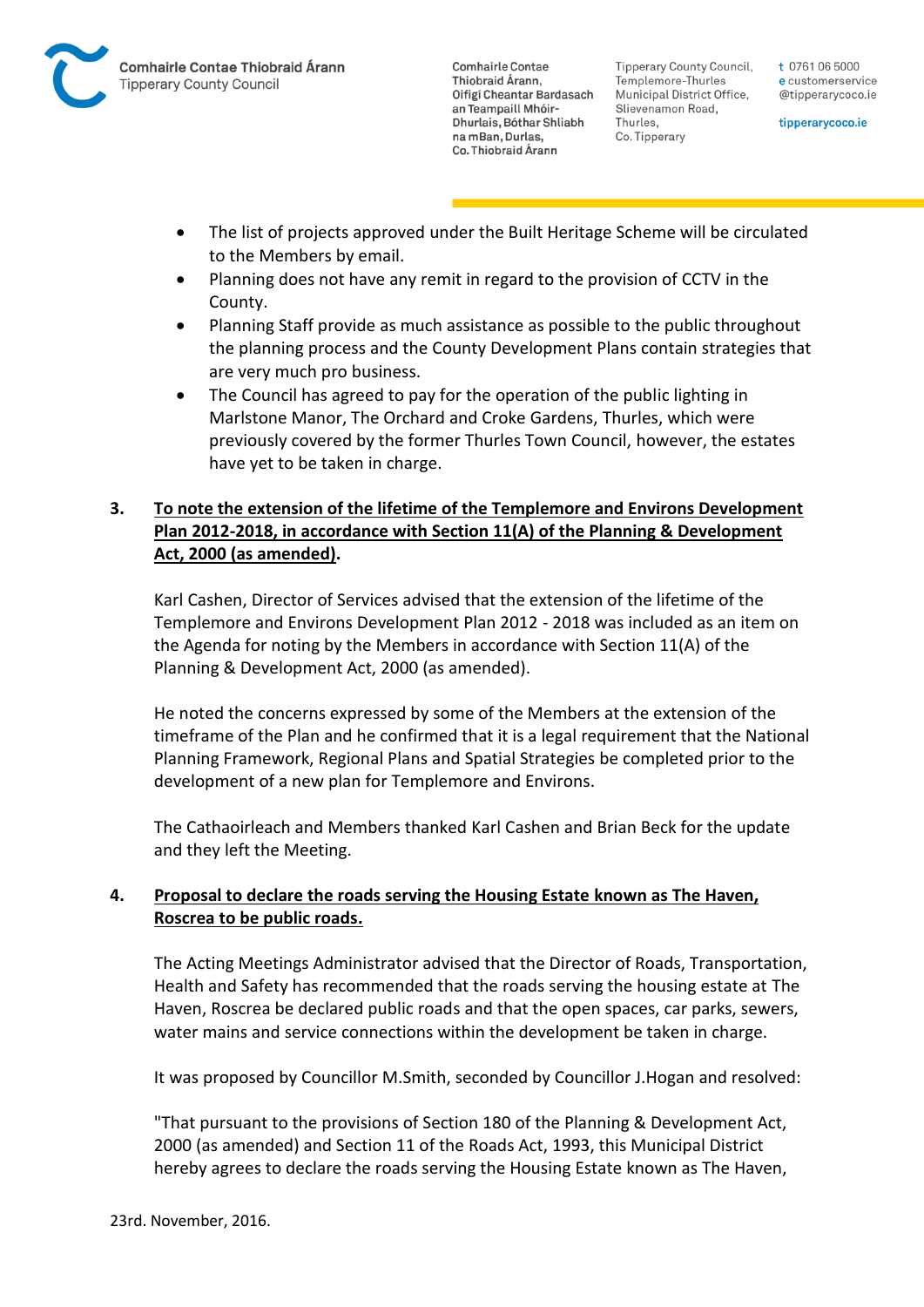- The list of projects approved under the Built Heritage Scheme will be circulated to the Members by email.
- Planning does not have any remit in regard to the provision of CCTV in the County.
- Planning Staff provide as much assistance as possible to the public throughout the planning process and the County Development Plans contain strategies that are very much pro business.
- The Council has agreed to pay for the operation of the public lighting in Marlstone Manor, The Orchard and Croke Gardens, Thurles, which were previously covered by the former Thurles Town Council, however, the estates have yet to be taken in charge.

**3. To note the extension of the lifetime of the Templemore and Environs Development Plan 2012-2018, in accordance with Section 11(A) of the Planning & Development Act, 2000 (as amended).**

Karl Cashen, Director of Services advised that the extension of the lifetime of the Templemore and Environs Development Plan 2012 - 2018 was included as an item on the Agenda for noting by the Members in accordance with Section 11(A) of the Planning & Development Act, 2000 (as amended).

He noted the concerns expressed by some of the Members at the extension of the timeframe of the Plan and he confirmed that it is a legal requirement that the National Planning Framework, Regional Plans and Spatial Strategies be completed prior to the development of a new plan for Templemore and Environs.

The Cathaoirleach and Members thanked Karl Cashen and Brian Beck for the update and they left the Meeting.

**4. Proposal to declare the roads serving the Housing Estate known as The Haven, Roscrea to be public roads.**

The Acting Meetings Administrator advised that the Director of Roads, Transportation, Health and Safety has recommended that the roads serving the housing estate at The Haven, Roscrea be declared public roads and that the open spaces, car parks, sewers, water mains and service connections within the development be taken in charge.

It was proposed by Councillor M.Smith, seconded by Councillor J.Hogan and resolved:

"That pursuant to the provisions of Section 180 of the Planning & Development Act, 2000 (as amended) and Section 11 of the Roads Act, 1993, this Municipal District hereby agrees to declare the roads serving the Housing Estate known as The Haven,

23rd. November, 2016.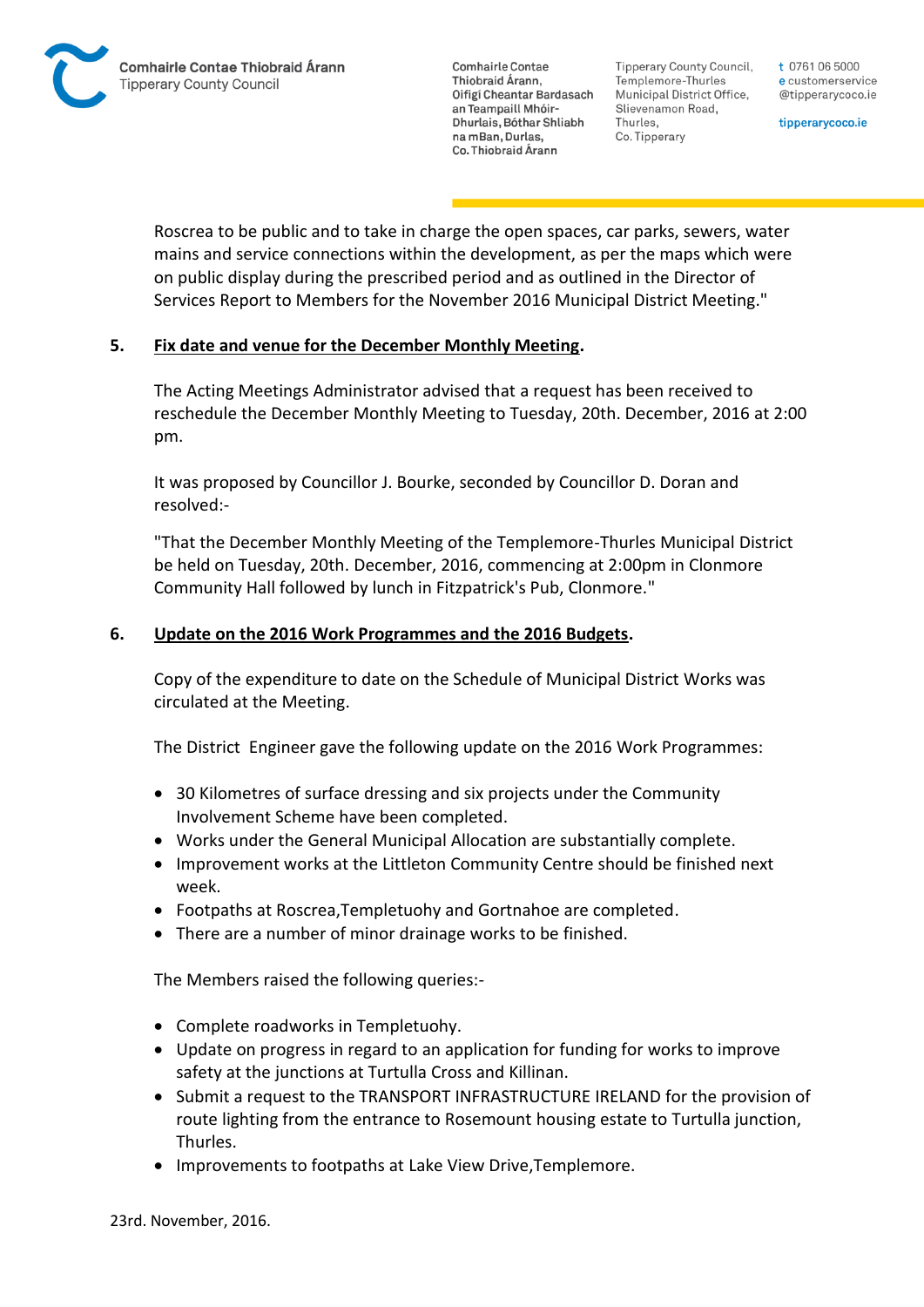Roscrea to be public and to take in charge the open spaces, car parks, sewers, water mains and service connections within the development, as per the maps which were on public display during the prescribed period and as outlined in the Director of Services Report to Members for the November 2016 Municipal District Meeting."

**5. Fix date and venue for the December Monthly Meeting.**

The Acting Meetings Administrator advised that a request has been received to reschedule the December Monthly Meeting to Tuesday, 20th. December, 2016 at 2:00 pm.

It was proposed by Councillor J. Bourke, seconded by Councillor D. Doran and resolved:-

"That the December Monthly Meeting of the Templemore-Thurles Municipal District be held on Tuesday, 20th. December, 2016, commencing at 2:00pm in Clonmore Community Hall followed by lunch in Fitzpatrick's Pub, Clonmore."

**6. Update on the 2016 Work Programmes and the 2016 Budgets.**

Copy of the expenditure to date on the Schedule of Municipal District Works was circulated at the Meeting.

The District Engineer gave the following update on the 2016 Work Programmes:

- 30 Kilometres of surface dressing and six projects under the Community Involvement Scheme have been completed.
- Works under the General Municipal Allocation are substantially complete.
- Improvement works at the Littleton Community Centre should be finished next week.
- Footpaths at Roscrea,Templetuohy and Gortnahoe are completed.
- There are a number of minor drainage works to be finished.

The Members raised the following queries:-

- Complete roadworks in Templetuohy.
- Update on progress in regard to an application for funding for works to improve safety at the junctions at Turtulla Cross and Killinan.
- Submit a request to the TRANSPORT INFRASTRUCTURE IRELAND for the provision of route lighting from the entrance to Rosemount housing estate to Turtulla junction, Thurles.
- Improvements to footpaths at Lake View Drive,Templemore.

23rd. November, 2016.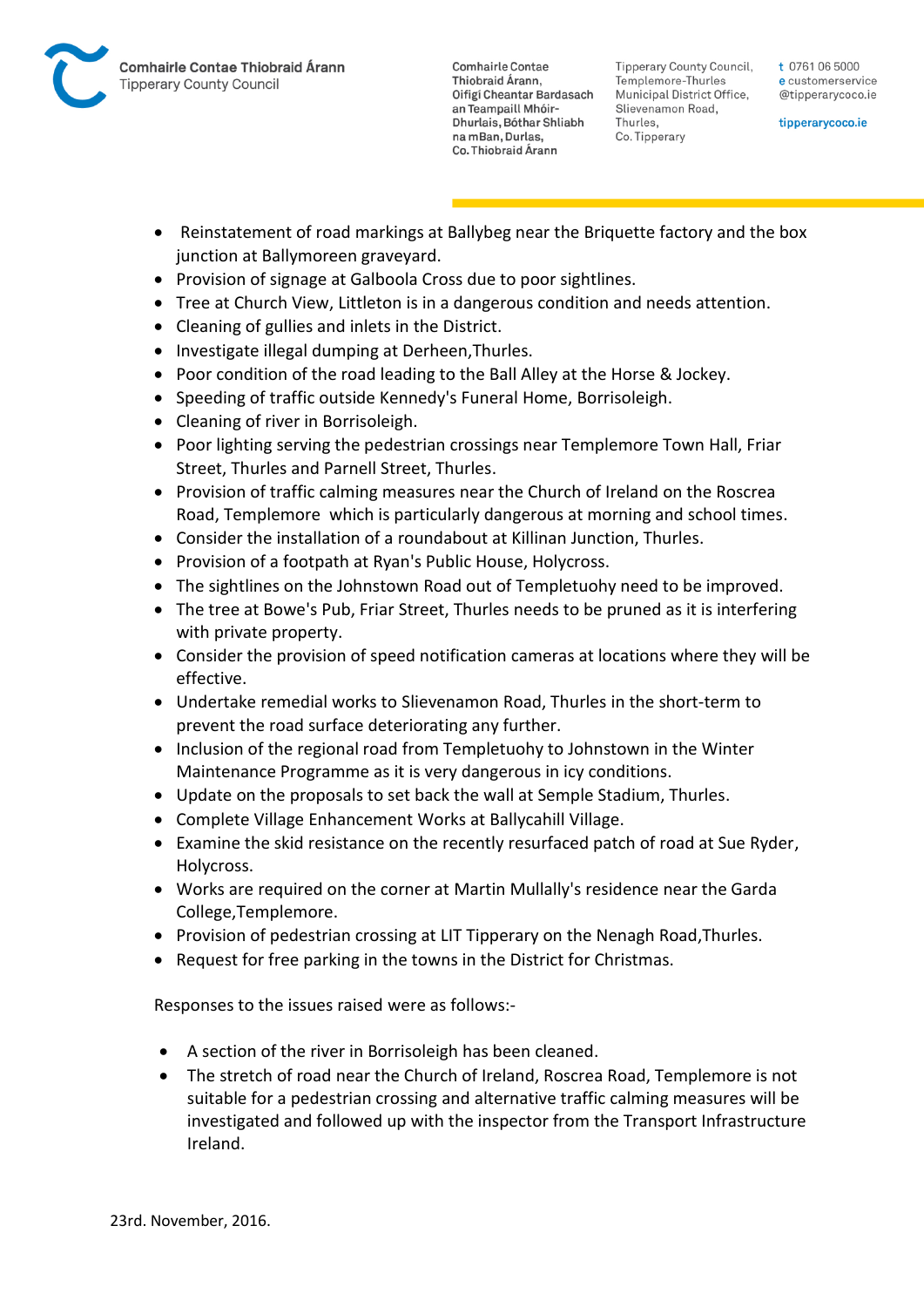- Reinstatement of road markings at Ballybeg near the Briquette factory and the box junction at Ballymoreen graveyard.
- Provision of signage at Galboola Cross due to poor sightlines.
- Tree at Church View, Littleton is in a dangerous condition and needs attention.
- Cleaning of gullies and inlets in the District.
- Investigate illegal dumping at Derheen,Thurles.
- Poor condition of the road leading to the Ball Alley at the Horse & Jockey.
- Speeding of traffic outside Kennedy's Funeral Home, Borrisoleigh.
- Cleaning of river in Borrisoleigh.
- Poor lighting serving the pedestrian crossings near Templemore Town Hall, Friar Street, Thurles and Parnell Street, Thurles.
- Provision of traffic calming measures near the Church of Ireland on the Roscrea Road, Templemore which is particularly dangerous at morning and school times.
- Consider the installation of a roundabout at Killinan Junction, Thurles.
- Provision of a footpath at Ryan's Public House, Holycross.
- The sightlines on the Johnstown Road out of Templetuohy need to be improved.
- The tree at Bowe's Pub, Friar Street, Thurles needs to be pruned as it is interfering with private property.
- Consider the provision of speed notification cameras at locations where they will be effective.
- Undertake remedial works to Slievenamon Road, Thurles in the short-term to prevent the road surface deteriorating any further.
- Inclusion of the regional road from Templetuohy to Johnstown in the Winter Maintenance Programme as it is very dangerous in icy conditions.
- Update on the proposals to set back the wall at Semple Stadium, Thurles.
- Complete Village Enhancement Works at Ballycahill Village.
- Examine the skid resistance on the recently resurfaced patch of road at Sue Ryder, Holycross.
- Works are required on the corner at Martin Mullally's residence near the Garda College,Templemore.
- Provision of pedestrian crossing at LIT Tipperary on the Nenagh Road,Thurles.
- Request for free parking in the towns in the District for Christmas.

Responses to the issues raised were as follows:-

- A section of the river in Borrisoleigh has been cleaned.
- The stretch of road near the Church of Ireland, Roscrea Road, Templemore is not suitable for a pedestrian crossing and alternative traffic calming measures will be investigated and followed up with the inspector from the Transport Infrastructure Ireland.

23rd. November, 2016.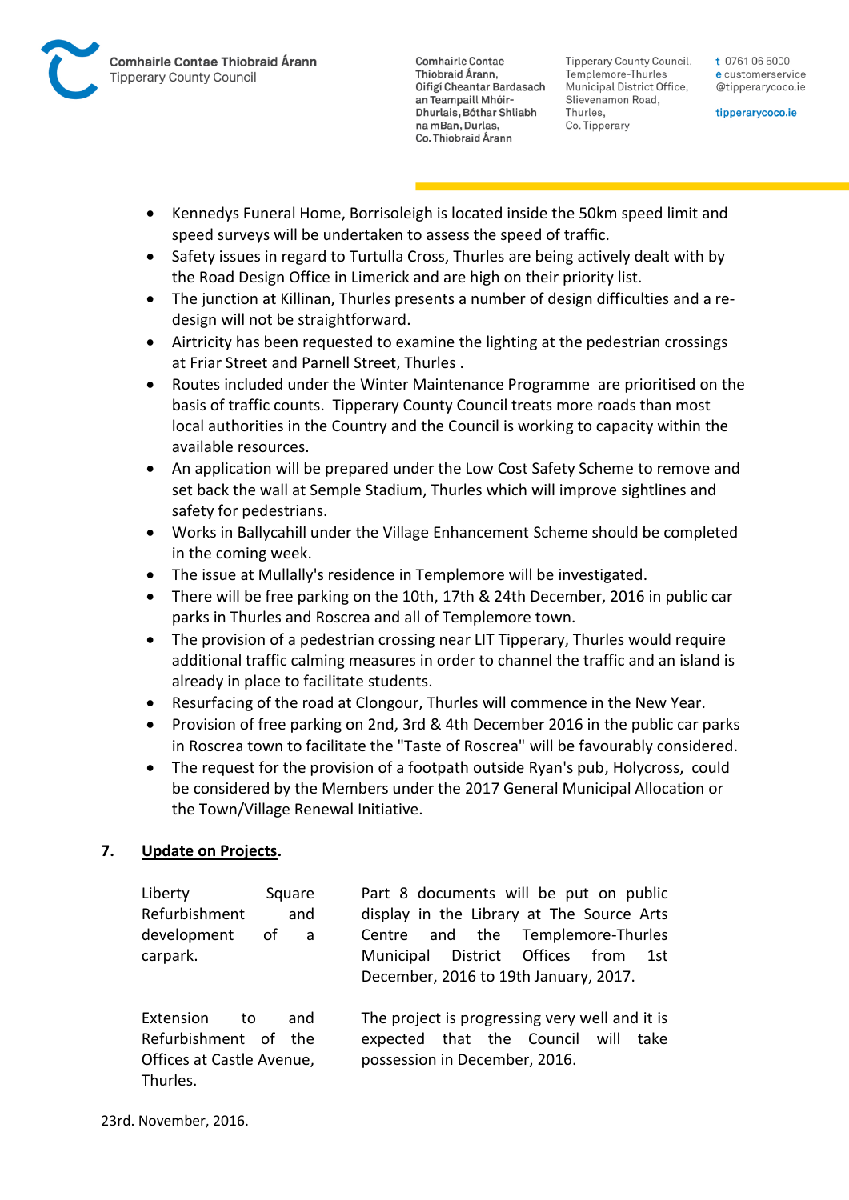- Kennedys Funeral Home, Borrisoleigh is located inside the 50km speed limit and speed surveys will be undertaken to assess the speed of traffic.
- Safety issues in regard to Turtulla Cross, Thurles are being actively dealt with by the Road Design Office in Limerick and are high on their priority list.
- The junction at Killinan, Thurles presents a number of design difficulties and a re-design will not be straightforward.
- Airtricity has been requested to examine the lighting at the pedestrian crossings at Friar Street and Parnell Street, Thurles .
- Routes included under the Winter Maintenance Programme are prioritised on the basis of traffic counts. Tipperary County Council treats more roads than most local authorities in the Country and the Council is working to capacity within the available resources.
- An application will be prepared under the Low Cost Safety Scheme to remove and set back the wall at Semple Stadium, Thurles which will improve sightlines and safety for pedestrians.
- Works in Ballycahill under the Village Enhancement Scheme should be completed in the coming week.
- The issue at Mullally's residence in Templemore will be investigated.
- There will be free parking on the 10th, 17th & 24th December, 2016 in public car parks in Thurles and Roscrea and all of Templemore town.
- The provision of a pedestrian crossing near LIT Tipperary, Thurles would require additional traffic calming measures in order to channel the traffic and an island is already in place to facilitate students.
- Resurfacing of the road at Clongour, Thurles will commence in the New Year.
- Provision of free parking on 2nd, 3rd & 4th December 2016 in the public car parks in Roscrea town to facilitate the "Taste of Roscrea" will be favourably considered.
- The request for the provision of a footpath outside Ryan's pub, Holycross, could be considered by the Members under the 2017 General Municipal Allocation or the Town/Village Renewal Initiative.

**7. Update on Projects.**

| | |
|---|---|
| Liberty Square Refurbishment and development of a carpark. | Part 8 documents will be put on public display in the Library at The Source Arts Centre and the Templemore-Thurles Municipal District Offices from 1st December, 2016 to 19th January, 2017. |
| Extension to and Refurbishment of the Offices at Castle Avenue, Thurles. | The project is progressing very well and it is expected that the Council will take possession in December, 2016. |

23rd. November, 2016.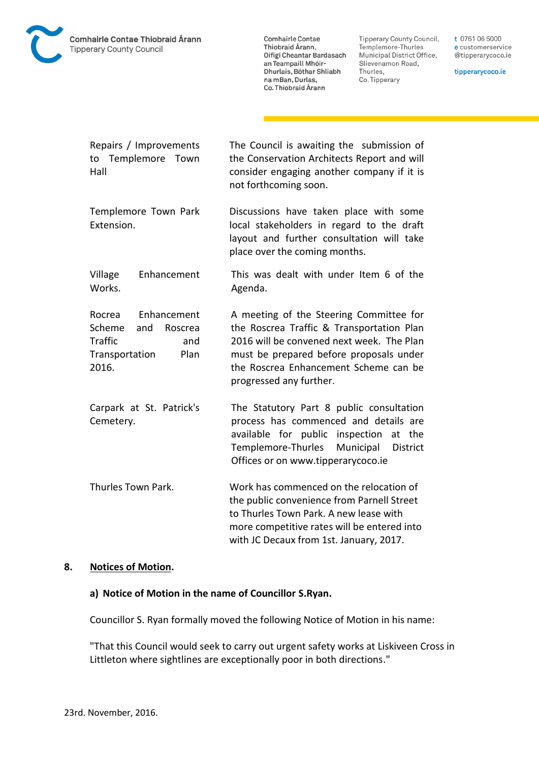| | |
|---|---|
| Repairs / Improvements to Templemore Town Hall | The Council is awaiting the submission of the Conservation Architects Report and will consider engaging another company if it is not forthcoming soon. |
| Templemore Town Park Extension. | Discussions have taken place with some local stakeholders in regard to the draft layout and further consultation will take place over the coming months. |
| Village Enhancement Works. | This was dealt with under Item 6 of the Agenda. |
| Rocrea Enhancement Scheme and Roscrea Traffic and Transportation Plan 2016. | A meeting of the Steering Committee for the Roscrea Traffic & Transportation Plan 2016 will be convened next week. The Plan must be prepared before proposals under the Roscrea Enhancement Scheme can be progressed any further. |
| Carpark at St. Patrick's Cemetery. | The Statutory Part 8 public consultation process has commenced and details are available for public inspection at the Templemore-Thurles Municipal District Offices or on www.tipperarycoco.ie |
| Thurles Town Park. | Work has commenced on the relocation of the public convenience from Parnell Street to Thurles Town Park. A new lease with more competitive rates will be entered into with JC Decaux from 1st. January, 2017. |

**8.** **Notices of Motion.**

**a) Notice of Motion in the name of Councillor S.Ryan.**

Councillor S. Ryan formally moved the following Notice of Motion in his name:

"That this Council would seek to carry out urgent safety works at Liskiveen Cross in Littleton where sightlines are exceptionally poor in both directions."

23rd. November, 2016.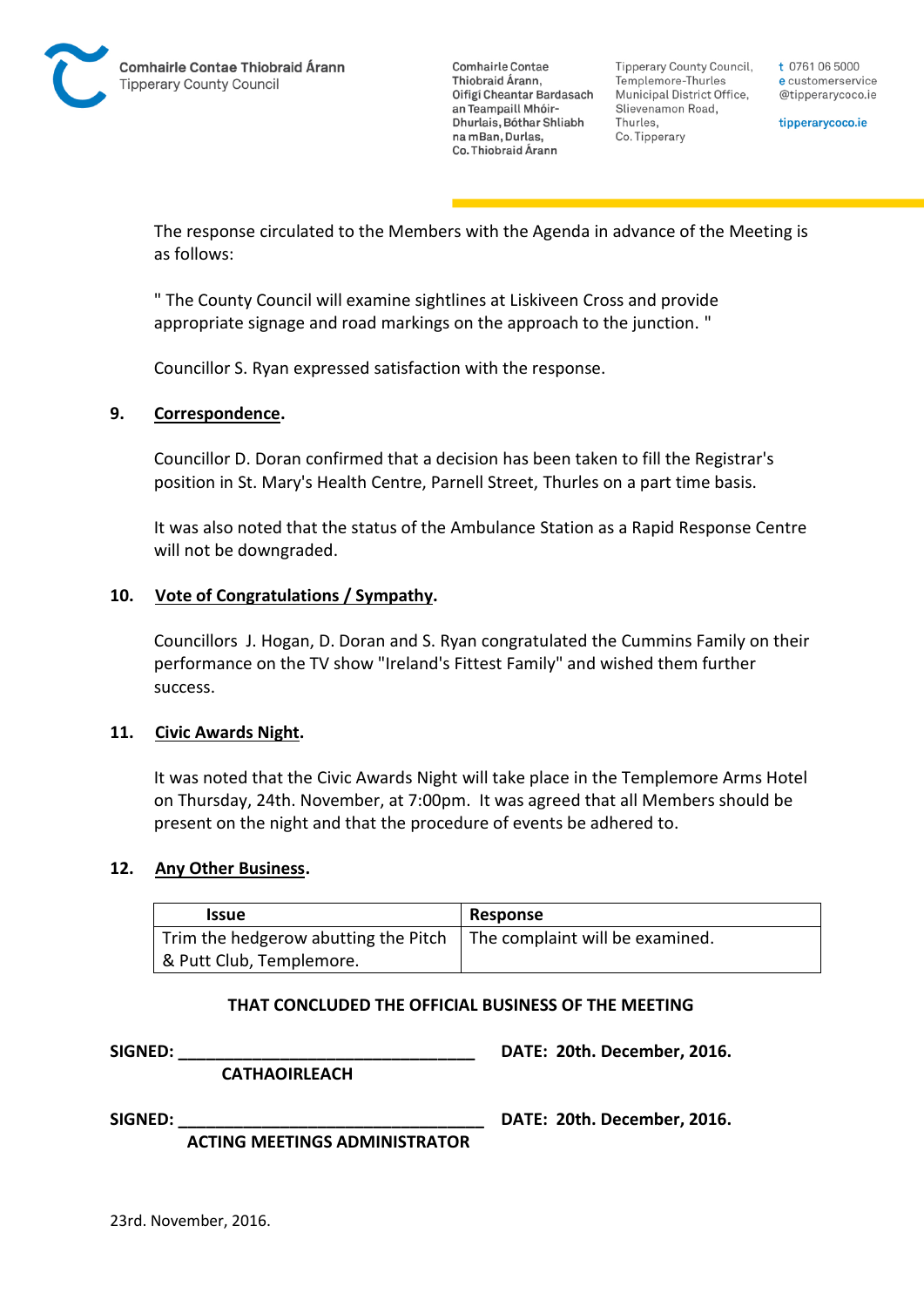The response circulated to the Members with the Agenda in advance of the Meeting is as follows:

" The County Council will examine sightlines at Liskiveen Cross and provide appropriate signage and road markings on the approach to the junction. "

Councillor S. Ryan expressed satisfaction with the response.

**9. Correspondence.**

Councillor D. Doran confirmed that a decision has been taken to fill the Registrar's position in St. Mary's Health Centre, Parnell Street, Thurles on a part time basis.

It was also noted that the status of the Ambulance Station as a Rapid Response Centre will not be downgraded.

**10. Vote of Congratulations / Sympathy.**

Councillors J. Hogan, D. Doran and S. Ryan congratulated the Cummins Family on their performance on the TV show "Ireland's Fittest Family" and wished them further success.

**11. Civic Awards Night.**

It was noted that the Civic Awards Night will take place in the Templemore Arms Hotel on Thursday, 24th. November, at 7:00pm. It was agreed that all Members should be present on the night and that the procedure of events be adhered to.

**12. Any Other Business.**

| Issue | Response |
|---|---|
| Trim the hedgerow abutting the Pitch & Putt Club, Templemore. | The complaint will be examined. |

**THAT CONCLUDED THE OFFICIAL BUSINESS OF THE MEETING**

**SIGNED: \_\_\_\_\_\_\_\_\_\_\_\_\_\_\_\_\_\_\_\_\_\_\_\_\_\_\_\_\_\_\_\_ DATE: 20th. December, 2016.**
**CATHAOIRLEACH**

**SIGNED: \_\_\_\_\_\_\_\_\_\_\_\_\_\_\_\_\_\_\_\_\_\_\_\_\_\_\_\_\_\_\_\_ DATE: 20th. December, 2016.**
**ACTING MEETINGS ADMINISTRATOR**

23rd. November, 2016.